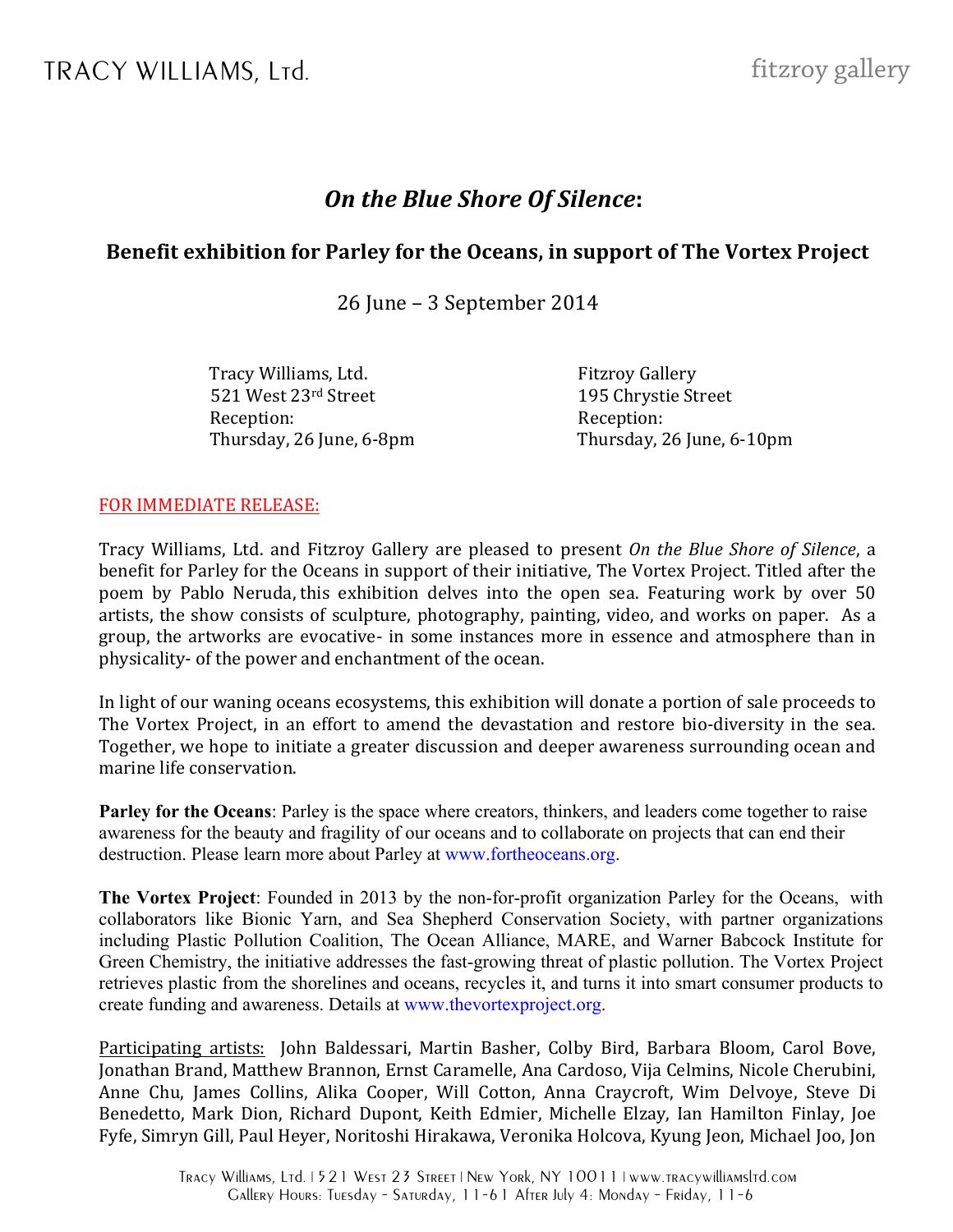TRACY WILLIAMS, Ltd. fitzroy gallery

# *On the Blue Shore Of Silence*:

## Benefit exhibition for Parley for the Oceans, in support of The Vortex Project

26 June – 3 September 2014

Tracy Williams, Ltd.
521 West 23rd Street
Reception:
Thursday, 26 June, 6-8pm

Fitzroy Gallery
195 Chrystie Street
Reception:
Thursday, 26 June, 6-10pm

FOR IMMEDIATE RELEASE:

Tracy Williams, Ltd. and Fitzroy Gallery are pleased to present *On the Blue Shore of Silence*, a benefit for Parley for the Oceans in support of their initiative, The Vortex Project. Titled after the poem by Pablo Neruda, this exhibition delves into the open sea. Featuring work by over 50 artists, the show consists of sculpture, photography, painting, video, and works on paper. As a group, the artworks are evocative- in some instances more in essence and atmosphere than in physicality- of the power and enchantment of the ocean.

In light of our waning oceans ecosystems, this exhibition will donate a portion of sale proceeds to The Vortex Project, in an effort to amend the devastation and restore bio-diversity in the sea. Together, we hope to initiate a greater discussion and deeper awareness surrounding ocean and marine life conservation.

**Parley for the Oceans**: Parley is the space where creators, thinkers, and leaders come together to raise awareness for the beauty and fragility of our oceans and to collaborate on projects that can end their destruction. Please learn more about Parley at www.fortheoceans.org.

**The Vortex Project**: Founded in 2013 by the non-for-profit organization Parley for the Oceans, with collaborators like Bionic Yarn, and Sea Shepherd Conservation Society, with partner organizations including Plastic Pollution Coalition, The Ocean Alliance, MARE, and Warner Babcock Institute for Green Chemistry, the initiative addresses the fast-growing threat of plastic pollution. The Vortex Project retrieves plastic from the shorelines and oceans, recycles it, and turns it into smart consumer products to create funding and awareness. Details at www.thevortexproject.org.

Participating artists: John Baldessari, Martin Basher, Colby Bird, Barbara Bloom, Carol Bove, Jonathan Brand, Matthew Brannon, Ernst Caramelle, Ana Cardoso, Vija Celmins, Nicole Cherubini, Anne Chu, James Collins, Alika Cooper, Will Cotton, Anna Craycroft, Wim Delvoye, Steve Di Benedetto, Mark Dion, Richard Dupont, Keith Edmier, Michelle Elzay, Ian Hamilton Finlay, Joe Fyfe, Simryn Gill, Paul Heyer, Noritoshi Hirakawa, Veronika Holcova, Kyung Jeon, Michael Joo, Jon

Tracy Williams, Ltd. | 521 West 23 Street | New York, NY 10011 | www.tracywilliamsltd.com
Gallery Hours: Tuesday - Saturday, 11-6 | After July 4: Monday - Friday, 11-6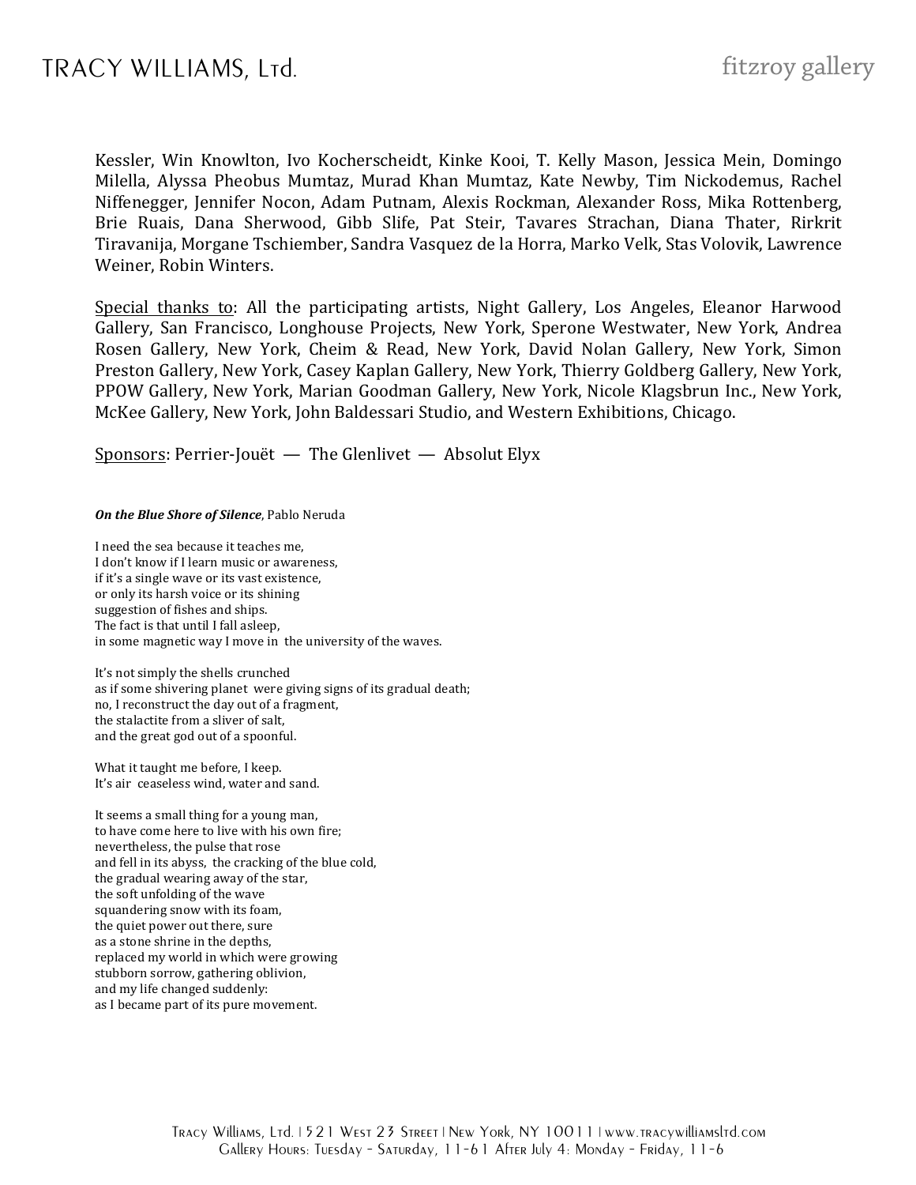Kessler, Win Knowlton, Ivo Kocherscheidt, Kinke Kooi, T. Kelly Mason, Jessica Mein, Domingo Milella, Alyssa Pheobus Mumtaz, Murad Khan Mumtaz, Kate Newby, Tim Nickodemus, Rachel Niffenegger, Jennifer Nocon, Adam Putnam, Alexis Rockman, Alexander Ross, Mika Rottenberg, Brie Ruais, Dana Sherwood, Gibb Slife, Pat Steir, Tavares Strachan, Diana Thater, Rirkrit Tiravanija, Morgane Tschiember, Sandra Vasquez de la Horra, Marko Velk, Stas Volovik, Lawrence Weiner, Robin Winters.

Special thanks to: All the participating artists, Night Gallery, Los Angeles, Eleanor Harwood Gallery, San Francisco, Longhouse Projects, New York, Sperone Westwater, New York, Andrea Rosen Gallery, New York, Cheim & Read, New York, David Nolan Gallery, New York, Simon Preston Gallery, New York, Casey Kaplan Gallery, New York, Thierry Goldberg Gallery, New York, PPOW Gallery, New York, Marian Goodman Gallery, New York, Nicole Klagsbrun Inc., New York, McKee Gallery, New York, John Baldessari Studio, and Western Exhibitions, Chicago.

Sponsors: Perrier-Jouët — The Glenlivet — Absolut Elyx

***On the Blue Shore of Silence***, Pablo Neruda

I need the sea because it teaches me,
I don't know if I learn music or awareness,
if it's a single wave or its vast existence,
or only its harsh voice or its shining
suggestion of fishes and ships.
The fact is that until I fall asleep,
in some magnetic way I move in the university of the waves.

It's not simply the shells crunched
as if some shivering planet were giving signs of its gradual death;
no, I reconstruct the day out of a fragment,
the stalactite from a sliver of salt,
and the great god out of a spoonful.

What it taught me before, I keep.
It's air ceaseless wind, water and sand.

It seems a small thing for a young man,
to have come here to live with his own fire;
nevertheless, the pulse that rose
and fell in its abyss, the cracking of the blue cold,
the gradual wearing away of the star,
the soft unfolding of the wave
squandering snow with its foam,
the quiet power out there, sure
as a stone shrine in the depths,
replaced my world in which were growing
stubborn sorrow, gathering oblivion,
and my life changed suddenly:
as I became part of its pure movement.